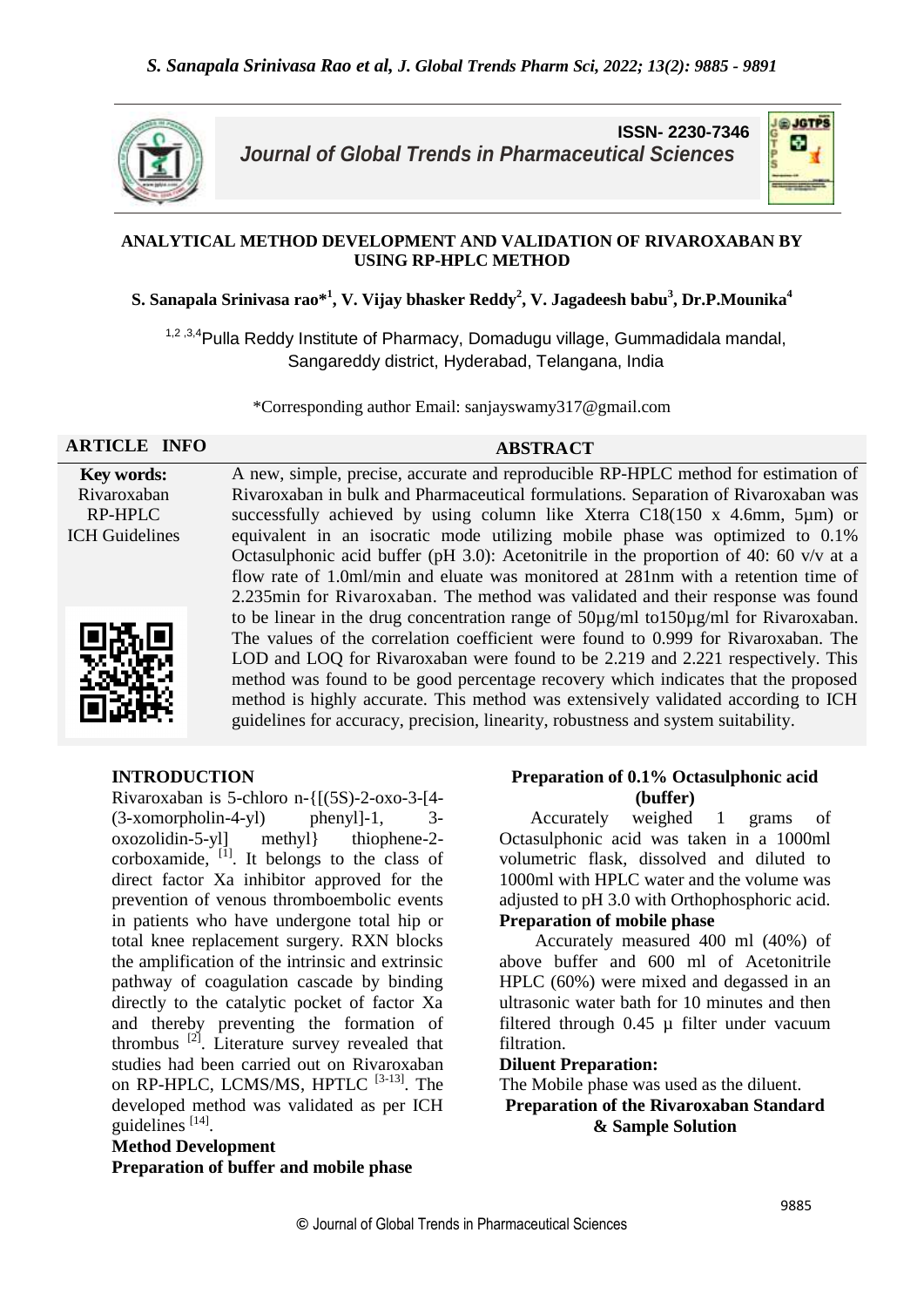**ISSN- 2230-7346**

*Journal of Global Trends in Pharmaceutical Sciences*

# ANALYTICAL METHOD DEVELOPMENT AND VALIDATION OF RIVAROXABAN BY USING RP-HPLC METHOD

**S. Sanapala Srinivasa rao*[1], V. Vijay bhasker Reddy[2], V. Jagadeesh babu[3], Dr.P.Mounika[4]**

[1,2,3,4]Pulla Reddy Institute of Pharmacy, Domadugu village, Gummadidala mandal, Sangareddy district, Hyderabad, Telangana, India

*Corresponding author Email: sanjayswamy317@gmail.com

## ARTICLE INFO

**Key words:**
Rivaroxaban
RP-HPLC
ICH Guidelines

## ABSTRACT

A new, simple, precise, accurate and reproducible RP-HPLC method for estimation of Rivaroxaban in bulk and Pharmaceutical formulations. Separation of Rivaroxaban was successfully achieved by using column like Xterra C18(150 x 4.6mm, 5µm) or equivalent in an isocratic mode utilizing mobile phase was optimized to 0.1% Octasulphonic acid buffer (pH 3.0): Acetonitrile in the proportion of 40: 60 v/v at a flow rate of 1.0ml/min and eluate was monitored at 281nm with a retention time of 2.235min for Rivaroxaban. The method was validated and their response was found to be linear in the drug concentration range of 50µg/ml to150µg/ml for Rivaroxaban. The values of the correlation coefficient were found to 0.999 for Rivaroxaban. The LOD and LOQ for Rivaroxaban were found to be 2.219 and 2.221 respectively. This method was found to be good percentage recovery which indicates that the proposed method is highly accurate. This method was extensively validated according to ICH guidelines for accuracy, precision, linearity, robustness and system suitability.

## INTRODUCTION

Rivaroxaban is 5-chloro n-{[(5S)-2-oxo-3-[4-(3-xomorpholin-4-yl) phenyl]-1, 3-oxozolidin-5-yl] methyl} thiophene-2-corboxamide, [1]. It belongs to the class of direct factor Xa inhibitor approved for the prevention of venous thromboembolic events in patients who have undergone total hip or total knee replacement surgery. RXN blocks the amplification of the intrinsic and extrinsic pathway of coagulation cascade by binding directly to the catalytic pocket of factor Xa and thereby preventing the formation of thrombus [2]. Literature survey revealed that studies had been carried out on Rivaroxaban on RP-HPLC, LCMS/MS, HPTLC [3-13]. The developed method was validated as per ICH guidelines [14].

**Method Development**

**Preparation of buffer and mobile phase**

**Preparation of 0.1% Octasulphonic acid (buffer)**

Accurately weighed 1 grams of Octasulphonic acid was taken in a 1000ml volumetric flask, dissolved and diluted to 1000ml with HPLC water and the volume was adjusted to pH 3.0 with Orthophosphoric acid.

**Preparation of mobile phase**

Accurately measured 400 ml (40%) of above buffer and 600 ml of Acetonitrile HPLC (60%) were mixed and degassed in an ultrasonic water bath for 10 minutes and then filtered through 0.45 µ filter under vacuum filtration.

**Diluent Preparation:**

The Mobile phase was used as the diluent.

**Preparation of the Rivaroxaban Standard & Sample Solution**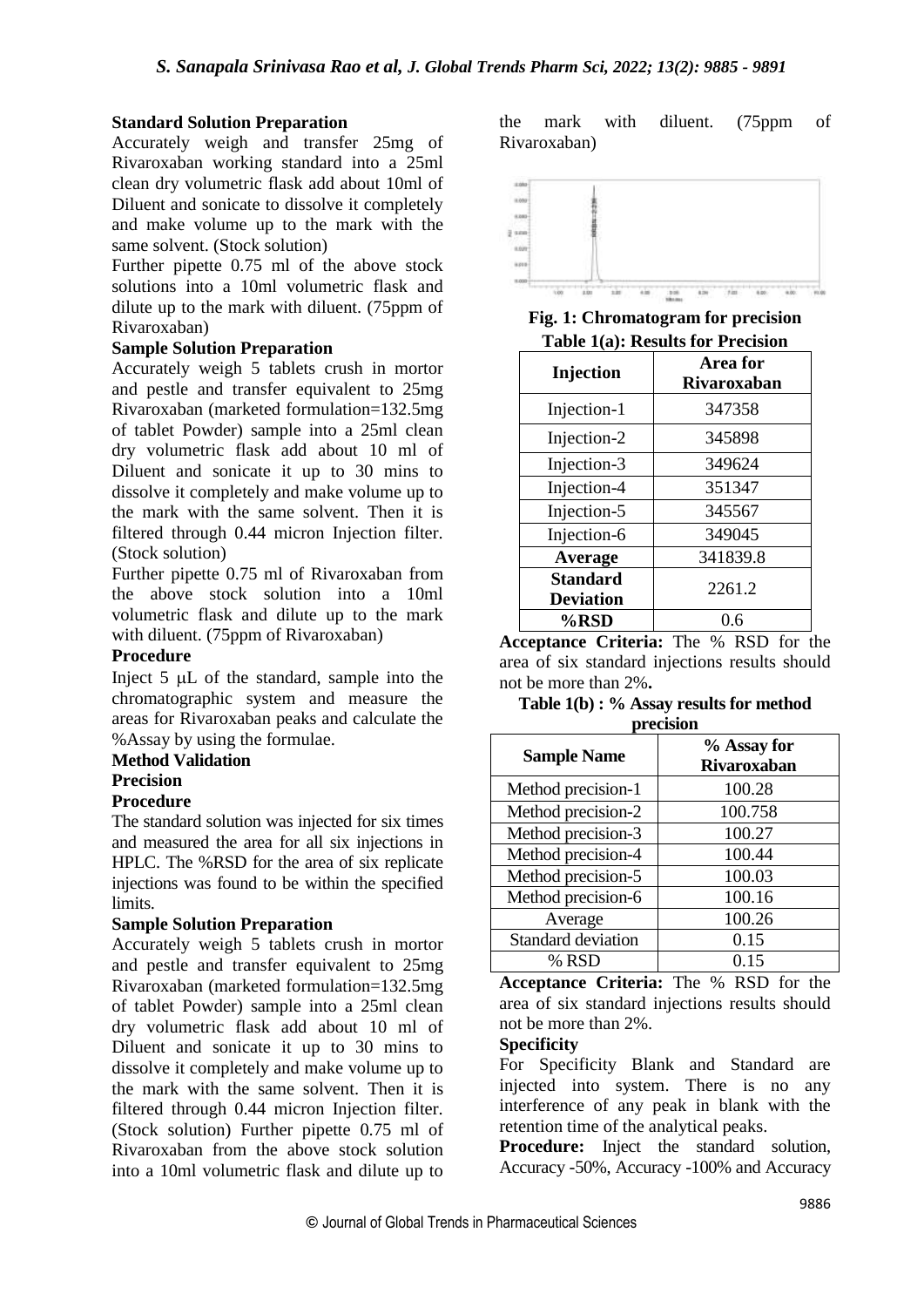**Standard Solution Preparation**

Accurately weigh and transfer 25mg of Rivaroxaban working standard into a 25ml clean dry volumetric flask add about 10ml of Diluent and sonicate to dissolve it completely and make volume up to the mark with the same solvent. (Stock solution)

Further pipette 0.75 ml of the above stock solutions into a 10ml volumetric flask and dilute up to the mark with diluent. (75ppm of Rivaroxaban)

**Sample Solution Preparation**

Accurately weigh 5 tablets crush in mortor and pestle and transfer equivalent to 25mg Rivaroxaban (marketed formulation=132.5mg of tablet Powder) sample into a 25ml clean dry volumetric flask add about 10 ml of Diluent and sonicate it up to 30 mins to dissolve it completely and make volume up to the mark with the same solvent. Then it is filtered through 0.44 micron Injection filter. (Stock solution)

Further pipette 0.75 ml of Rivaroxaban from the above stock solution into a 10ml volumetric flask and dilute up to the mark with diluent. (75ppm of Rivaroxaban)

**Procedure**

Inject 5 μL of the standard, sample into the chromatographic system and measure the areas for Rivaroxaban peaks and calculate the %Assay by using the formulae.

**Method Validation**

**Precision**

**Procedure**

The standard solution was injected for six times and measured the area for all six injections in HPLC. The %RSD for the area of six replicate injections was found to be within the specified limits.

**Sample Solution Preparation**

Accurately weigh 5 tablets crush in mortor and pestle and transfer equivalent to 25mg Rivaroxaban (marketed formulation=132.5mg of tablet Powder) sample into a 25ml clean dry volumetric flask add about 10 ml of Diluent and sonicate it up to 30 mins to dissolve it completely and make volume up to the mark with the same solvent. Then it is filtered through 0.44 micron Injection filter. (Stock solution) Further pipette 0.75 ml of Rivaroxaban from the above stock solution into a 10ml volumetric flask and dilute up to the mark with diluent. (75ppm of Rivaroxaban)

**Fig. 1: Chromatogram for precision**

**Table 1(a): Results for Precision**

| Injection | Area for Rivaroxaban |
|---|---|
| Injection-1 | 347358 |
| Injection-2 | 345898 |
| Injection-3 | 349624 |
| Injection-4 | 351347 |
| Injection-5 | 345567 |
| Injection-6 | 349045 |
| **Average** | 341839.8 |
| **Standard Deviation** | 2261.2 |
| **%RSD** | 0.6 |

**Acceptance Criteria:** The % RSD for the area of six standard injections results should not be more than 2%**.**

**Table 1(b) : % Assay results for method precision**

| Sample Name | % Assay for Rivaroxaban |
|---|---|
| Method precision-1 | 100.28 |
| Method precision-2 | 100.758 |
| Method precision-3 | 100.27 |
| Method precision-4 | 100.44 |
| Method precision-5 | 100.03 |
| Method precision-6 | 100.16 |
| Average | 100.26 |
| Standard deviation | 0.15 |
| % RSD | 0.15 |

**Acceptance Criteria:** The % RSD for the area of six standard injections results should not be more than 2%.

**Specificity**

For Specificity Blank and Standard are injected into system. There is no any interference of any peak in blank with the retention time of the analytical peaks.

**Procedure:** Inject the standard solution, Accuracy -50%, Accuracy -100% and Accuracy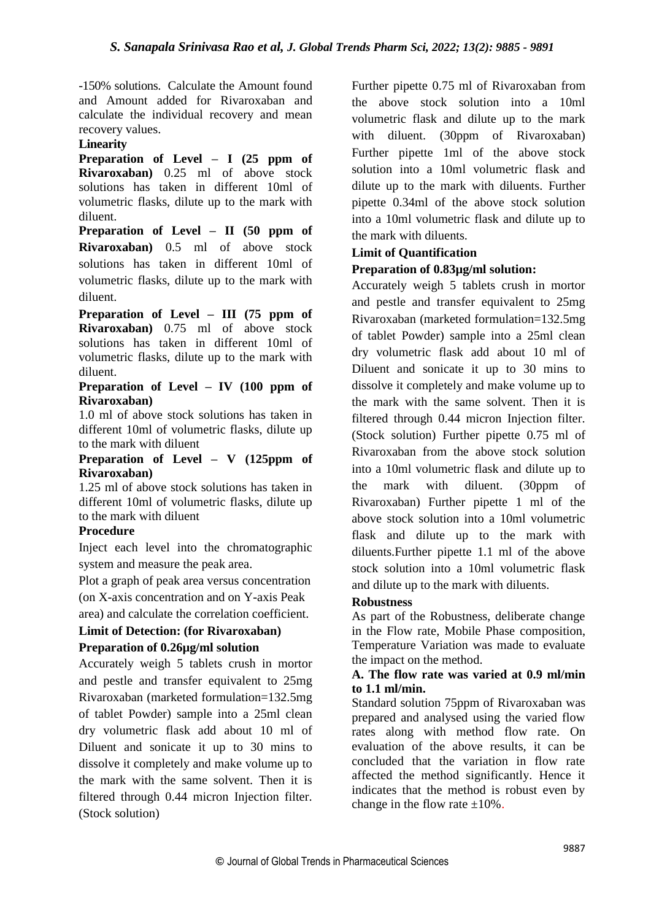-150% solutions. Calculate the Amount found and Amount added for Rivaroxaban and calculate the individual recovery and mean recovery values.

**Linearity**

**Preparation of Level – I (25 ppm of Rivaroxaban)** 0.25 ml of above stock solutions has taken in different 10ml of volumetric flasks, dilute up to the mark with diluent.

**Preparation of Level – II (50 ppm of Rivaroxaban)** 0.5 ml of above stock solutions has taken in different 10ml of volumetric flasks, dilute up to the mark with diluent.

**Preparation of Level – III (75 ppm of Rivaroxaban)** 0.75 ml of above stock solutions has taken in different 10ml of volumetric flasks, dilute up to the mark with diluent.

**Preparation of Level – IV (100 ppm of Rivaroxaban)**

1.0 ml of above stock solutions has taken in different 10ml of volumetric flasks, dilute up to the mark with diluent

**Preparation of Level – V (125ppm of Rivaroxaban)**

1.25 ml of above stock solutions has taken in different 10ml of volumetric flasks, dilute up to the mark with diluent

**Procedure**

Inject each level into the chromatographic system and measure the peak area.

Plot a graph of peak area versus concentration (on X-axis concentration and on Y-axis Peak area) and calculate the correlation coefficient.

**Limit of Detection: (for Rivaroxaban)**

**Preparation of 0.26µg/ml solution**

Accurately weigh 5 tablets crush in mortor and pestle and transfer equivalent to 25mg Rivaroxaban (marketed formulation=132.5mg of tablet Powder) sample into a 25ml clean dry volumetric flask add about 10 ml of Diluent and sonicate it up to 30 mins to dissolve it completely and make volume up to the mark with the same solvent. Then it is filtered through 0.44 micron Injection filter. (Stock solution) Further pipette 0.75 ml of Rivaroxaban from the above stock solution into a 10ml volumetric flask and dilute up to the mark with diluent. (30ppm of Rivaroxaban) Further pipette 1ml of the above stock solution into a 10ml volumetric flask and dilute up to the mark with diluents. Further pipette 0.34ml of the above stock solution into a 10ml volumetric flask and dilute up to the mark with diluents.

**Limit of Quantification**

**Preparation of 0.83µg/ml solution:**

Accurately weigh 5 tablets crush in mortor and pestle and transfer equivalent to 25mg Rivaroxaban (marketed formulation=132.5mg of tablet Powder) sample into a 25ml clean dry volumetric flask add about 10 ml of Diluent and sonicate it up to 30 mins to dissolve it completely and make volume up to the mark with the same solvent. Then it is filtered through 0.44 micron Injection filter. (Stock solution) Further pipette 0.75 ml of Rivaroxaban from the above stock solution into a 10ml volumetric flask and dilute up to the mark with diluent. (30ppm of Rivaroxaban) Further pipette 1 ml of the above stock solution into a 10ml volumetric flask and dilute up to the mark with diluents.Further pipette 1.1 ml of the above stock solution into a 10ml volumetric flask and dilute up to the mark with diluents.

**Robustness**

As part of the Robustness, deliberate change in the Flow rate, Mobile Phase composition, Temperature Variation was made to evaluate the impact on the method.

**A. The flow rate was varied at 0.9 ml/min to 1.1 ml/min.**

Standard solution 75ppm of Rivaroxaban was prepared and analysed using the varied flow rates along with method flow rate. On evaluation of the above results, it can be concluded that the variation in flow rate affected the method significantly. Hence it indicates that the method is robust even by change in the flow rate ±10%.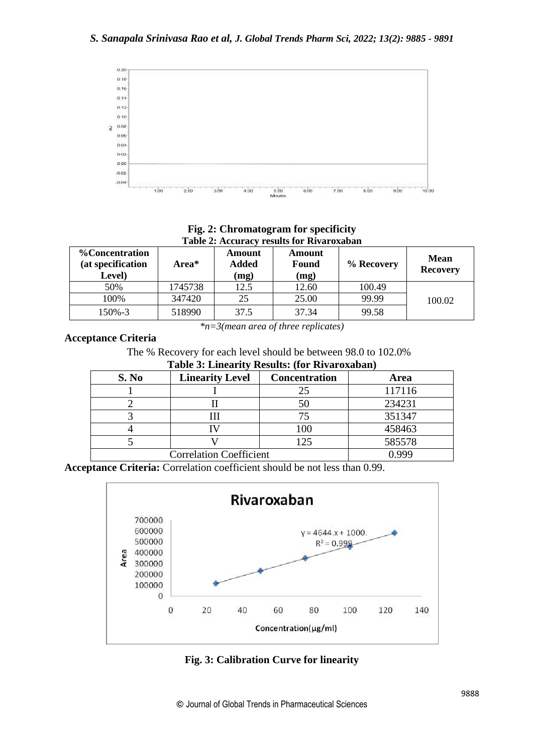**Fig. 2: Chromatogram for specificity**

**Table 2: Accuracy results for Rivaroxaban**

| %Concentration (at specification Level) | Area* | Amount Added (mg) | Amount Found (mg) | % Recovery | Mean Recovery |
|---|---|---|---|---|---|
| 50% | 1745738 | 12.5 | 12.60 | 100.49 | 100.02 |
| 100% | 347420 | 25 | 25.00 | 99.99 | |
| 150%-3 | 518990 | 37.5 | 37.34 | 99.58 | |

*\*n=3(mean area of three replicates)*

**Acceptance Criteria**

The % Recovery for each level should be between 98.0 to 102.0%

**Table 3: Linearity Results: (for Rivaroxaban)**

| S. No | Linearity Level | Concentration | Area |
|---|---|---|---|
| 1 | I | 25 | 117116 |
| 2 | II | 50 | 234231 |
| 3 | III | 75 | 351347 |
| 4 | IV | 100 | 458463 |
| 5 | V | 125 | 585578 |
| Correlation Coefficient | | | 0.999 |

**Acceptance Criteria:** Correlation coefficient should be not less than 0.99.

**Fig. 3: Calibration Curve for linearity**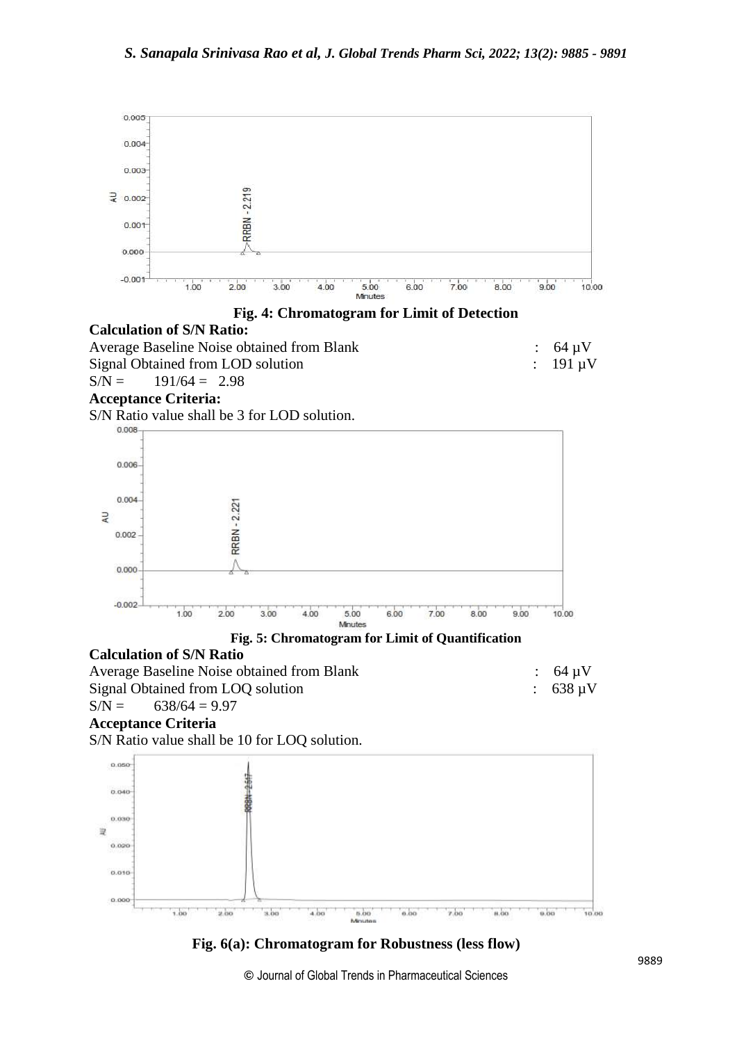Fig. 4: Chromatogram for Limit of Detection

**Calculation of S/N Ratio:**

Average Baseline Noise obtained from Blank : 64 µV

Signal Obtained from LOD solution : 191 µV

S/N = 191/64 = 2.98

**Acceptance Criteria:**

S/N Ratio value shall be 3 for LOD solution.

Fig. 5: Chromatogram for Limit of Quantification

**Calculation of S/N Ratio**

Average Baseline Noise obtained from Blank : 64 µV

Signal Obtained from LOQ solution : 638 µV

S/N = 638/64 = 9.97

**Acceptance Criteria**

S/N Ratio value shall be 10 for LOQ solution.

Fig. 6(a): Chromatogram for Robustness (less flow)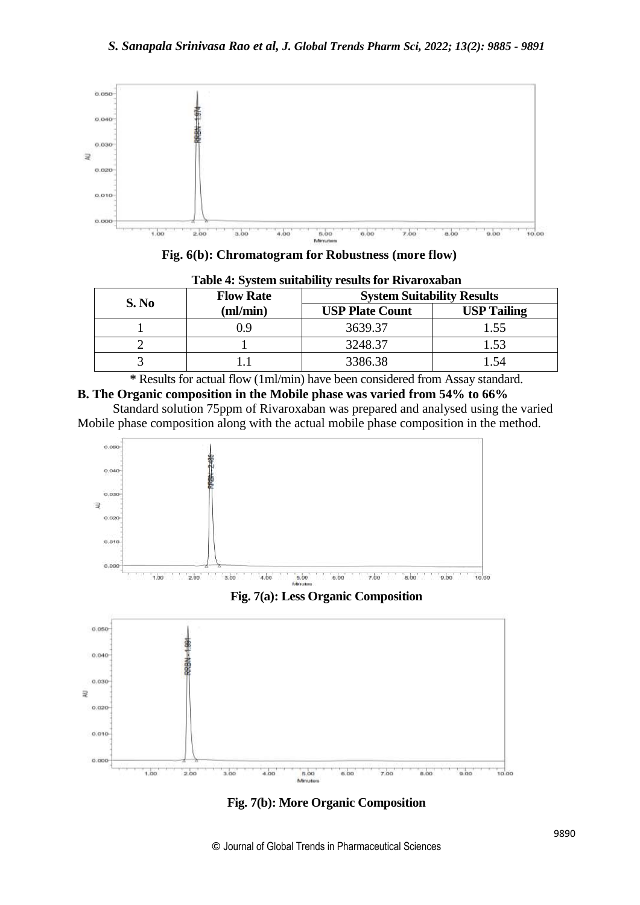Fig. 6(b): Chromatogram for Robustness (more flow)

**Table 4: System suitability results for Rivaroxaban**

| S. No | Flow Rate (ml/min) | System Suitability Results | |
|---|---|---|---|
| | | USP Plate Count | USP Tailing |
| 1 | 0.9 | 3639.37 | 1.55 |
| 2 | 1 | 3248.37 | 1.53 |
| 3 | 1.1 | 3386.38 | 1.54 |

* Results for actual flow (1ml/min) have been considered from Assay standard.

**B. The Organic composition in the Mobile phase was varied from 54% to 66%**

Standard solution 75ppm of Rivaroxaban was prepared and analysed using the varied Mobile phase composition along with the actual mobile phase composition in the method.

Fig. 7(a): Less Organic Composition

Fig. 7(b): More Organic Composition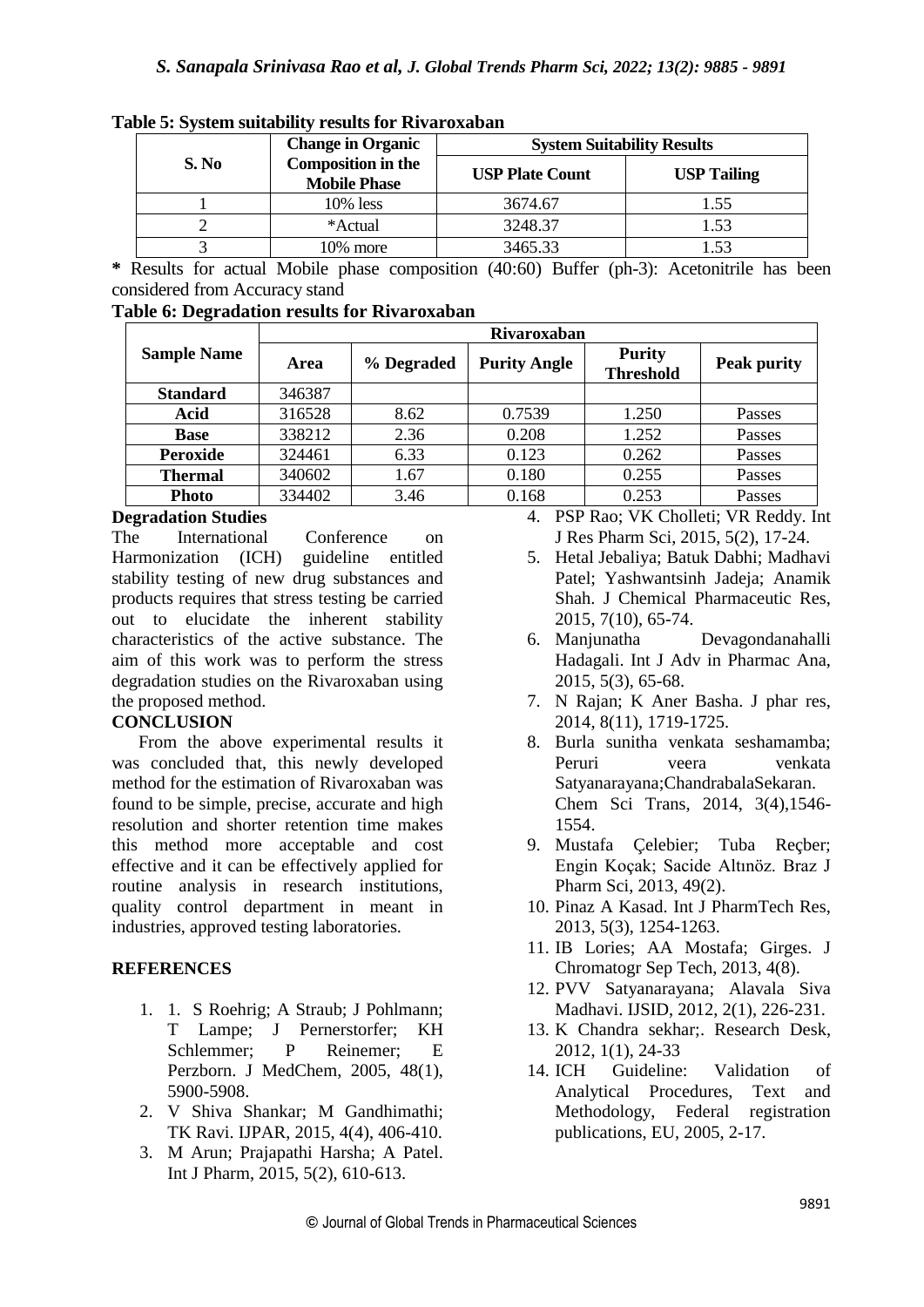**Table 5: System suitability results for Rivaroxaban**

| S. No | Change in Organic Composition in the Mobile Phase | System Suitability Results | |
|---|---|---|---|
| | | USP Plate Count | USP Tailing |
| 1 | 10% less | 3674.67 | 1.55 |
| 2 | *Actual | 3248.37 | 1.53 |
| 3 | 10% more | 3465.33 | 1.53 |

**\*** Results for actual Mobile phase composition (40:60) Buffer (ph-3): Acetonitrile has been considered from Accuracy stand

**Table 6: Degradation results for Rivaroxaban**

| Sample Name | Rivaroxaban | | | | |
|---|---|---|---|---|---|
| | Area | % Degraded | Purity Angle | Purity Threshold | Peak purity |
| **Standard** | 346387 | | | | |
| **Acid** | 316528 | 8.62 | 0.7539 | 1.250 | Passes |
| **Base** | 338212 | 2.36 | 0.208 | 1.252 | Passes |
| **Peroxide** | 324461 | 6.33 | 0.123 | 0.262 | Passes |
| **Thermal** | 340602 | 1.67 | 0.180 | 0.255 | Passes |
| **Photo** | 334402 | 3.46 | 0.168 | 0.253 | Passes |

**Degradation Studies**

The International Conference on Harmonization (ICH) guideline entitled stability testing of new drug substances and products requires that stress testing be carried out to elucidate the inherent stability characteristics of the active substance. The aim of this work was to perform the stress degradation studies on the Rivaroxaban using the proposed method.

## CONCLUSION

From the above experimental results it was concluded that, this newly developed method for the estimation of Rivaroxaban was found to be simple, precise, accurate and high resolution and shorter retention time makes this method more acceptable and cost effective and it can be effectively applied for routine analysis in research institutions, quality control department in meant in industries, approved testing laboratories.

## REFERENCES

1. 1. S Roehrig; A Straub; J Pohlmann; T Lampe; J Pernerstorfer; KH Schlemmer; P Reinemer; E Perzborn. J MedChem, 2005, 48(1), 5900-5908.
2. V Shiva Shankar; M Gandhimathi; TK Ravi. IJPAR, 2015, 4(4), 406-410.
3. M Arun; Prajapathi Harsha; A Patel. Int J Pharm, 2015, 5(2), 610-613.
4. PSP Rao; VK Cholleti; VR Reddy. Int J Res Pharm Sci, 2015, 5(2), 17-24.
5. Hetal Jebaliya; Batuk Dabhi; Madhavi Patel; Yashwantsinh Jadeja; Anamik Shah. J Chemical Pharmaceutic Res, 2015, 7(10), 65-74.
6. Manjunatha Devagondanahalli Hadagali. Int J Adv in Pharmac Ana, 2015, 5(3), 65-68.
7. N Rajan; K Aner Basha. J phar res, 2014, 8(11), 1719-1725.
8. Burla sunitha venkata seshamamba; Peruri veera venkata Satyanarayana;ChandrabalaSekaran. Chem Sci Trans, 2014, 3(4),1546-1554.
9. Mustafa Çelebier; Tuba Reçber; Engin Koçak; Sacide Altınöz. Braz J Pharm Sci, 2013, 49(2).
10. Pinaz A Kasad. Int J PharmTech Res, 2013, 5(3), 1254-1263.
11. IB Lories; AA Mostafa; Girges. J Chromatogr Sep Tech, 2013, 4(8).
12. PVV Satyanarayana; Alavala Siva Madhavi. IJSID, 2012, 2(1), 226-231.
13. K Chandra sekhar;. Research Desk, 2012, 1(1), 24-33
14. ICH Guideline: Validation of Analytical Procedures, Text and Methodology, Federal registration publications, EU, 2005, 2-17.